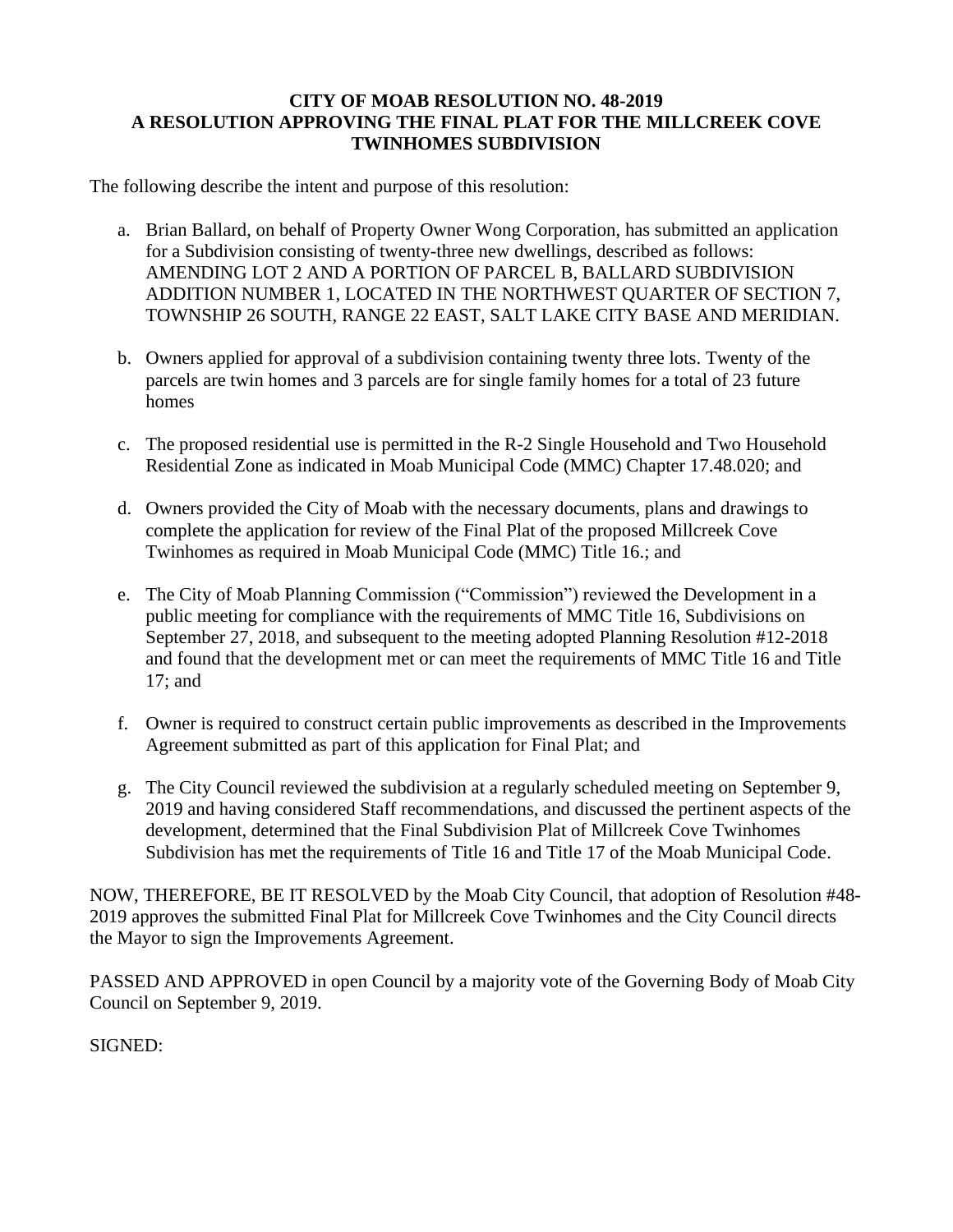**CITY OF MOAB RESOLUTION NO. 48-2019**
**A RESOLUTION APPROVING THE FINAL PLAT FOR THE MILLCREEK COVE TWINHOMES SUBDIVISION**

The following describe the intent and purpose of this resolution:

a. Brian Ballard, on behalf of Property Owner Wong Corporation, has submitted an application for a Subdivision consisting of twenty-three new dwellings, described as follows: AMENDING LOT 2 AND A PORTION OF PARCEL B, BALLARD SUBDIVISION ADDITION NUMBER 1, LOCATED IN THE NORTHWEST QUARTER OF SECTION 7, TOWNSHIP 26 SOUTH, RANGE 22 EAST, SALT LAKE CITY BASE AND MERIDIAN.

b. Owners applied for approval of a subdivision containing twenty three lots. Twenty of the parcels are twin homes and 3 parcels are for single family homes for a total of 23 future homes

c. The proposed residential use is permitted in the R-2 Single Household and Two Household Residential Zone as indicated in Moab Municipal Code (MMC) Chapter 17.48.020; and

d. Owners provided the City of Moab with the necessary documents, plans and drawings to complete the application for review of the Final Plat of the proposed Millcreek Cove Twinhomes as required in Moab Municipal Code (MMC) Title 16.; and

e. The City of Moab Planning Commission ("Commission") reviewed the Development in a public meeting for compliance with the requirements of MMC Title 16, Subdivisions on September 27, 2018, and subsequent to the meeting adopted Planning Resolution #12-2018 and found that the development met or can meet the requirements of MMC Title 16 and Title 17; and

f. Owner is required to construct certain public improvements as described in the Improvements Agreement submitted as part of this application for Final Plat; and

g. The City Council reviewed the subdivision at a regularly scheduled meeting on September 9, 2019 and having considered Staff recommendations, and discussed the pertinent aspects of the development, determined that the Final Subdivision Plat of Millcreek Cove Twinhomes Subdivision has met the requirements of Title 16 and Title 17 of the Moab Municipal Code.

NOW, THEREFORE, BE IT RESOLVED by the Moab City Council, that adoption of Resolution #48-2019 approves the submitted Final Plat for Millcreek Cove Twinhomes and the City Council directs the Mayor to sign the Improvements Agreement.

PASSED AND APPROVED in open Council by a majority vote of the Governing Body of Moab City Council on September 9, 2019.

SIGNED: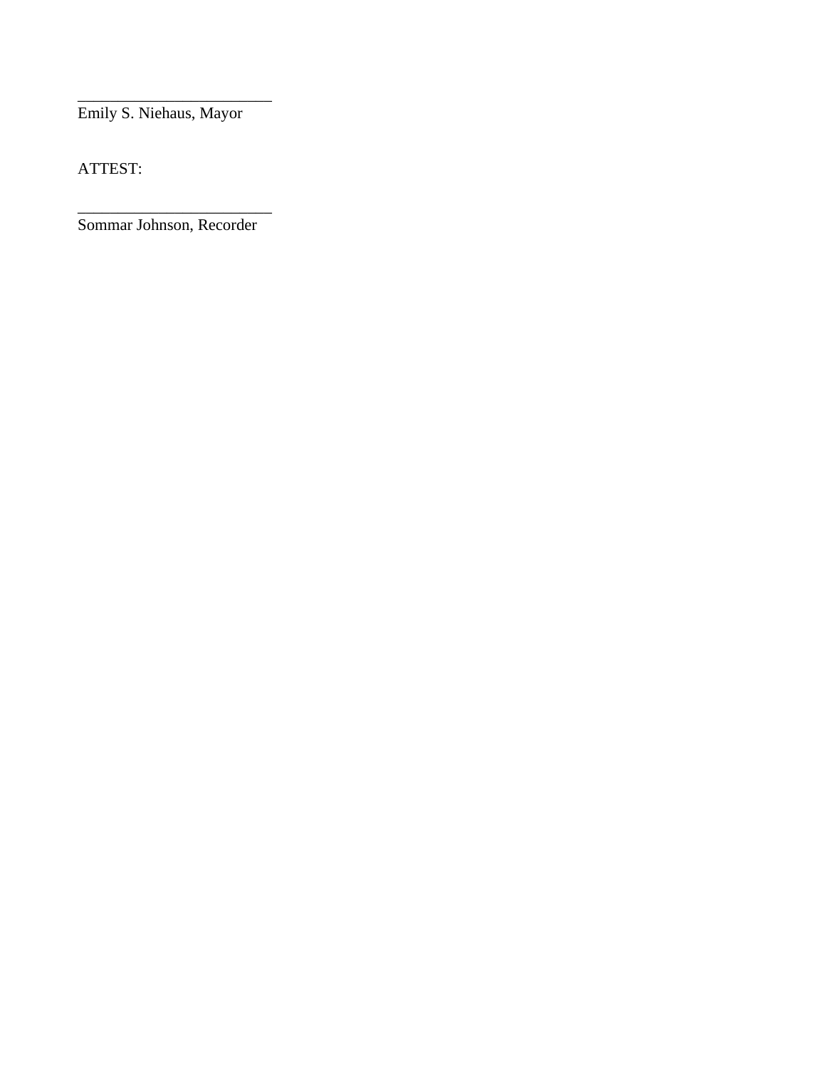\_\_\_\_\_\_\_\_\_\_\_\_\_\_\_\_\_\_\_\_\_\_\_\_\_

Emily S. Niehaus, Mayor

ATTEST:

\_\_\_\_\_\_\_\_\_\_\_\_\_\_\_\_\_\_\_\_\_\_\_\_\_

Sommar Johnson, Recorder